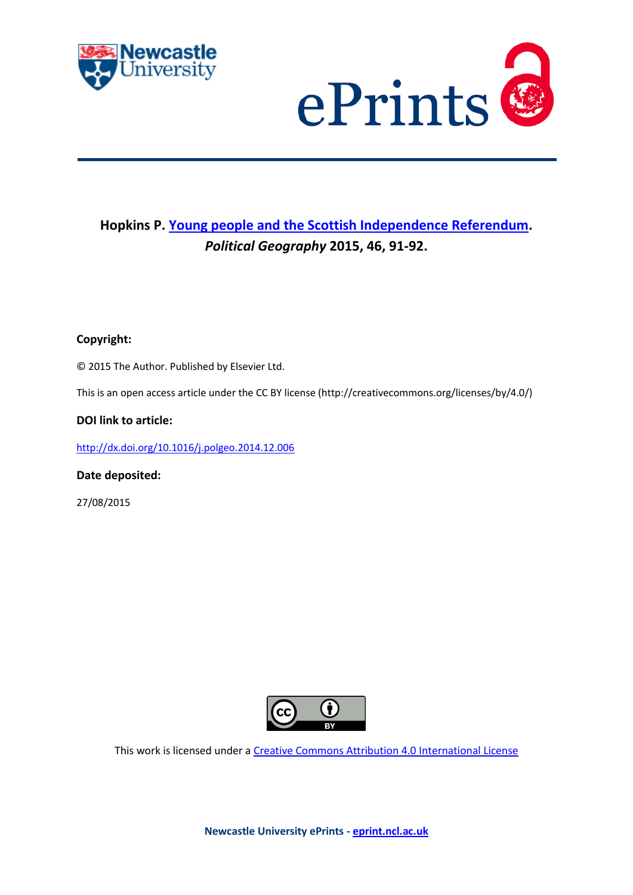**Hopkins P. [Young people and the Scottish Independence Referendum](http://dx.doi.org/10.1016/j.polgeo.2014.12.006).** ***Political Geography*** **2015, 46, 91-92.**

**Copyright:**

© 2015 The Author. Published by Elsevier Ltd.

This is an open access article under the CC BY license (http://creativecommons.org/licenses/by/4.0/)

**DOI link to article:**

[http://dx.doi.org/10.1016/j.polgeo.2014.12.006](http://dx.doi.org/10.1016/j.polgeo.2014.12.006)

**Date deposited:**

27/08/2015

This work is licensed under a [Creative Commons Attribution 4.0 International License](http://creativecommons.org/licenses/by/4.0/)

**Newcastle University ePrints - [eprint.ncl.ac.uk](http://eprint.ncl.ac.uk)**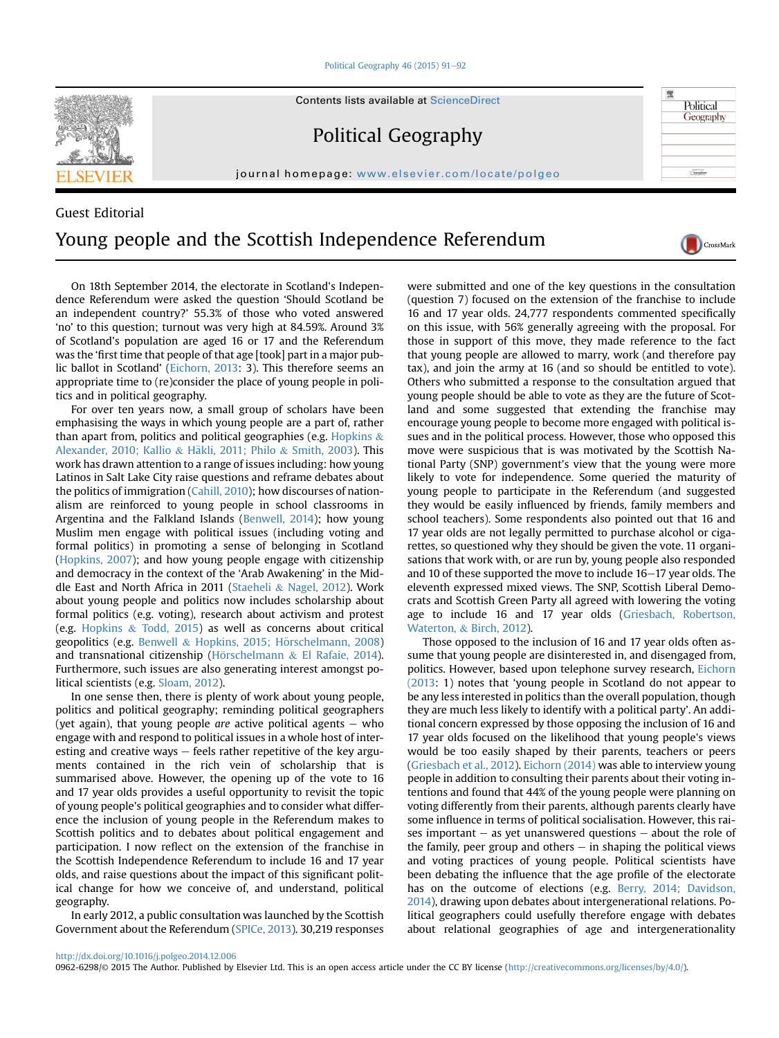Guest Editorial

# Young people and the Scottish Independence Referendum

On 18th September 2014, the electorate in Scotland's Independence Referendum were asked the question 'Should Scotland be an independent country?' 55.3% of those who voted answered 'no' to this question; turnout was very high at 84.59%. Around 3% of Scotland's population are aged 16 or 17 and the Referendum was the 'first time that people of that age [took] part in a major public ballot in Scotland' (Eichorn, 2013: 3). This therefore seems an appropriate time to (re)consider the place of young people in politics and in political geography.

For over ten years now, a small group of scholars have been emphasising the ways in which young people are a part of, rather than apart from, politics and political geographies (e.g. Hopkins & Alexander, 2010; Kallio & Häkli, 2011; Philo & Smith, 2003). This work has drawn attention to a range of issues including: how young Latinos in Salt Lake City raise questions and reframe debates about the politics of immigration (Cahill, 2010); how discourses of nationalism are reinforced to young people in school classrooms in Argentina and the Falkland Islands (Benwell, 2014); how young Muslim men engage with political issues (including voting and formal politics) in promoting a sense of belonging in Scotland (Hopkins, 2007); and how young people engage with citizenship and democracy in the context of the 'Arab Awakening' in the Middle East and North Africa in 2011 (Staeheli & Nagel, 2012). Work about young people and politics now includes scholarship about formal politics (e.g. voting), research about activism and protest (e.g. Hopkins & Todd, 2015) as well as concerns about critical geopolitics (e.g. Benwell & Hopkins, 2015; Hörschelmann, 2008) and transnational citizenship (Hörschelmann & El Rafaie, 2014). Furthermore, such issues are also generating interest amongst political scientists (e.g. Sloam, 2012).

In one sense then, there is plenty of work about young people, politics and political geography; reminding political geographers (yet again), that young people *are* active political agents – who engage with and respond to political issues in a whole host of interesting and creative ways – feels rather repetitive of the key arguments contained in the rich vein of scholarship that is summarised above. However, the opening up of the vote to 16 and 17 year olds provides a useful opportunity to revisit the topic of young people's political geographies and to consider what difference the inclusion of young people in the Referendum makes to Scottish politics and to debates about political engagement and participation. I now reflect on the extension of the franchise in the Scottish Independence Referendum to include 16 and 17 year olds, and raise questions about the impact of this significant political change for how we conceive of, and understand, political geography.

In early 2012, a public consultation was launched by the Scottish Government about the Referendum (SPICe, 2013). 30,219 responses were submitted and one of the key questions in the consultation (question 7) focused on the extension of the franchise to include 16 and 17 year olds. 24,777 respondents commented specifically on this issue, with 56% generally agreeing with the proposal. For those in support of this move, they made reference to the fact that young people are allowed to marry, work (and therefore pay tax), and join the army at 16 (and so should be entitled to vote). Others who submitted a response to the consultation argued that young people should be able to vote as they are the future of Scotland and some suggested that extending the franchise may encourage young people to become more engaged with political issues and in the political process. However, those who opposed this move were suspicious that is was motivated by the Scottish National Party (SNP) government's view that the young were more likely to vote for independence. Some queried the maturity of young people to participate in the Referendum (and suggested they would be easily influenced by friends, family members and school teachers). Some respondents also pointed out that 16 and 17 year olds are not legally permitted to purchase alcohol or cigarettes, so questioned why they should be given the vote. 11 organisations that work with, or are run by, young people also responded and 10 of these supported the move to include 16–17 year olds. The eleventh expressed mixed views. The SNP, Scottish Liberal Democrats and Scottish Green Party all agreed with lowering the voting age to include 16 and 17 year olds (Griesbach, Robertson, Waterton, & Birch, 2012).

Those opposed to the inclusion of 16 and 17 year olds often assume that young people are disinterested in, and disengaged from, politics. However, based upon telephone survey research, Eichorn (2013: 1) notes that 'young people in Scotland do not appear to be any less interested in politics than the overall population, though they are much less likely to identify with a political party'. An additional concern expressed by those opposing the inclusion of 16 and 17 year olds focused on the likelihood that young people's views would be too easily shaped by their parents, teachers or peers (Griesbach et al., 2012). Eichorn (2014) was able to interview young people in addition to consulting their parents about their voting intentions and found that 44% of the young people were planning on voting differently from their parents, although parents clearly have some influence in terms of political socialisation. However, this raises important – as yet unanswered questions – about the role of the family, peer group and others – in shaping the political views and voting practices of young people. Political scientists have been debating the influence that the age profile of the electorate has on the outcome of elections (e.g. Berry, 2014; Davidson, 2014), drawing upon debates about intergenerational relations. Political geographers could usefully therefore engage with debates about relational geographies of age and intergenerationality

http://dx.doi.org/10.1016/j.polgeo.2014.12.006
0962-6298/© 2015 The Author. Published by Elsevier Ltd. This is an open access article under the CC BY license (http://creativecommons.org/licenses/by/4.0/).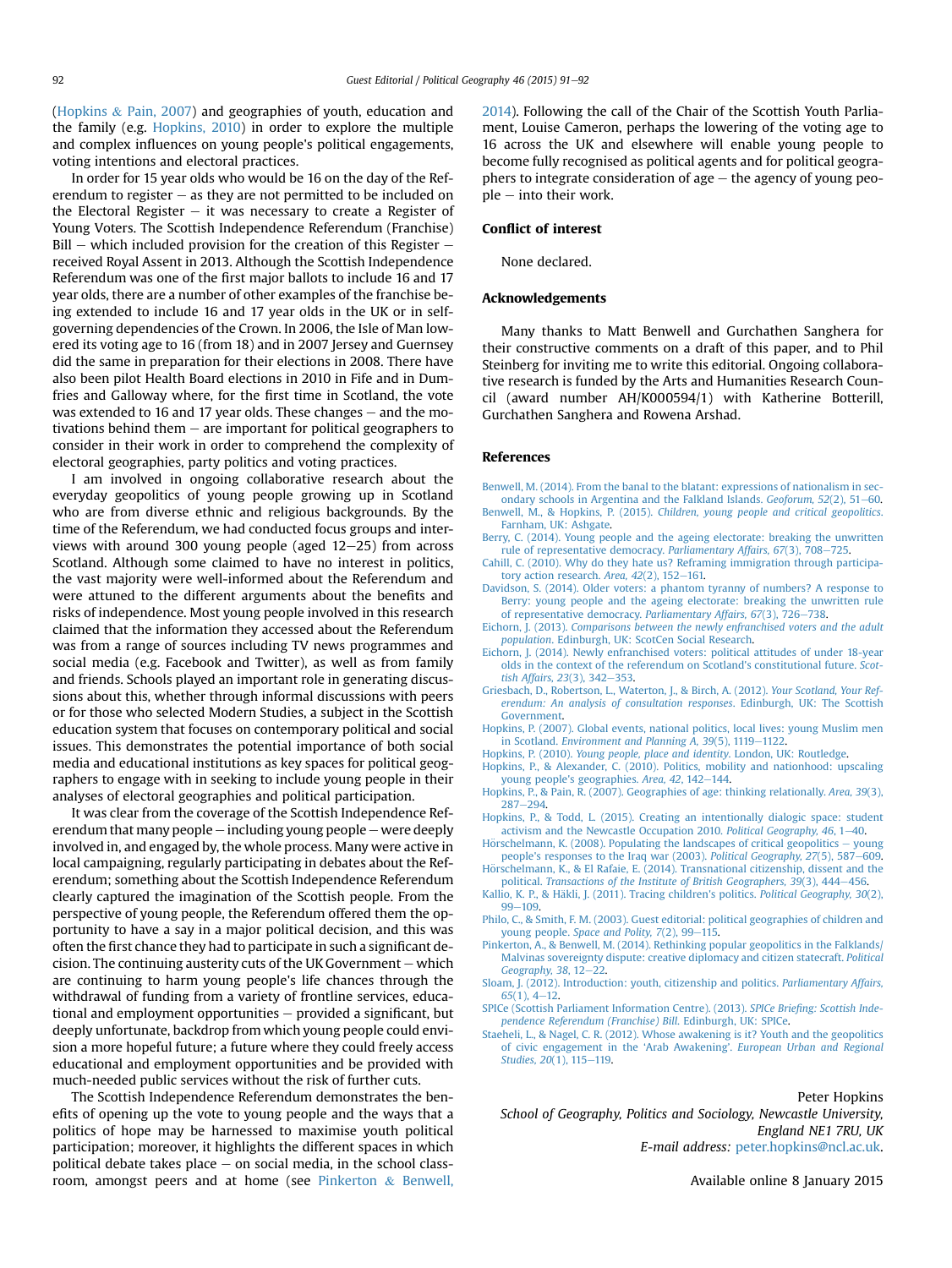(Hopkins & Pain, 2007) and geographies of youth, education and the family (e.g. Hopkins, 2010) in order to explore the multiple and complex influences on young people's political engagements, voting intentions and electoral practices.

In order for 15 year olds who would be 16 on the day of the Referendum to register – as they are not permitted to be included on the Electoral Register – it was necessary to create a Register of Young Voters. The Scottish Independence Referendum (Franchise) Bill – which included provision for the creation of this Register – received Royal Assent in 2013. Although the Scottish Independence Referendum was one of the first major ballots to include 16 and 17 year olds, there are a number of other examples of the franchise being extended to include 16 and 17 year olds in the UK or in self-governing dependencies of the Crown. In 2006, the Isle of Man lowered its voting age to 16 (from 18) and in 2007 Jersey and Guernsey did the same in preparation for their elections in 2008. There have also been pilot Health Board elections in 2010 in Fife and in Dumfries and Galloway where, for the first time in Scotland, the vote was extended to 16 and 17 year olds. These changes – and the motivations behind them – are important for political geographers to consider in their work in order to comprehend the complexity of electoral geographies, party politics and voting practices.

I am involved in ongoing collaborative research about the everyday geopolitics of young people growing up in Scotland who are from diverse ethnic and religious backgrounds. By the time of the Referendum, we had conducted focus groups and interviews with around 300 young people (aged 12–25) from across Scotland. Although some claimed to have no interest in politics, the vast majority were well-informed about the Referendum and were attuned to the different arguments about the benefits and risks of independence. Most young people involved in this research claimed that the information they accessed about the Referendum was from a range of sources including TV news programmes and social media (e.g. Facebook and Twitter), as well as from family and friends. Schools played an important role in generating discussions about this, whether through informal discussions with peers or for those who selected Modern Studies, a subject in the Scottish education system that focuses on contemporary political and social issues. This demonstrates the potential importance of both social media and educational institutions as key spaces for political geographers to engage with in seeking to include young people in their analyses of electoral geographies and political participation.

It was clear from the coverage of the Scottish Independence Referendum that many people – including young people – were deeply involved in, and engaged by, the whole process. Many were active in local campaigning, regularly participating in debates about the Referendum; something about the Scottish Independence Referendum clearly captured the imagination of the Scottish people. From the perspective of young people, the Referendum offered them the opportunity to have a say in a major political decision, and this was often the first chance they had to participate in such a significant decision. The continuing austerity cuts of the UK Government – which are continuing to harm young people's life chances through the withdrawal of funding from a variety of frontline services, educational and employment opportunities – provided a significant, but deeply unfortunate, backdrop from which young people could envision a more hopeful future; a future where they could freely access educational and employment opportunities and be provided with much-needed public services without the risk of further cuts.

The Scottish Independence Referendum demonstrates the benefits of opening up the vote to young people and the ways that a politics of hope may be harnessed to maximise youth political participation; moreover, it highlights the different spaces in which political debate takes place – on social media, in the school classroom, amongst peers and at home (see Pinkerton & Benwell, 2014). Following the call of the Chair of the Scottish Youth Parliament, Louise Cameron, perhaps the lowering of the voting age to 16 across the UK and elsewhere will enable young people to become fully recognised as political agents and for political geographers to integrate consideration of age – the agency of young people – into their work.

## Conflict of interest

None declared.

## Acknowledgements

Many thanks to Matt Benwell and Gurchathen Sanghera for their constructive comments on a draft of this paper, and to Phil Steinberg for inviting me to write this editorial. Ongoing collaborative research is funded by the Arts and Humanities Research Council (award number AH/K000594/1) with Katherine Botterill, Gurchathen Sanghera and Rowena Arshad.

## References

Benwell, M. (2014). From the banal to the blatant: expressions of nationalism in secondary schools in Argentina and the Falkland Islands. *Geoforum, 52*(2), 51–60.

Benwell, M., & Hopkins, P. (2015). *Children, young people and critical geopolitics*. Farnham, UK: Ashgate.

Berry, C. (2014). Young people and the ageing electorate: breaking the unwritten rule of representative democracy. *Parliamentary Affairs, 67*(3), 708–725.

Cahill, C. (2010). Why do they hate us? Reframing immigration through participatory action research. *Area, 42*(2), 152–161.

Davidson, S. (2014). Older voters: a phantom tyranny of numbers? A response to Berry: young people and the ageing electorate: breaking the unwritten rule of representative democracy. *Parliamentary Affairs, 67*(3), 726–738.

Eichorn, J. (2013). *Comparisons between the newly enfranchised voters and the adult population*. Edinburgh, UK: ScotCen Social Research.

Eichorn, J. (2014). Newly enfranchised voters: political attitudes of under 18-year olds in the context of the referendum on Scotland's constitutional future. *Scottish Affairs, 23*(3), 342–353.

Griesbach, D., Robertson, L., Waterton, J., & Birch, A. (2012). *Your Scotland, Your Referendum: An analysis of consultation responses*. Edinburgh, UK: The Scottish Government.

Hopkins, P. (2007). Global events, national politics, local lives: young Muslim men in Scotland. *Environment and Planning A, 39*(5), 1119–1122.

Hopkins, P. (2010). *Young people, place and identity*. London, UK: Routledge.

Hopkins, P., & Alexander, C. (2010). Politics, mobility and nationhood: upscaling young people's geographies. *Area, 42*, 142–144.

Hopkins, P., & Pain, R. (2007). Geographies of age: thinking relationally. *Area, 39*(3), 287–294.

Hopkins, P., & Todd, L. (2015). Creating an intentionally dialogic space: student activism and the Newcastle Occupation 2010. *Political Geography, 46*, 1–40.

Hörschelmann, K. (2008). Populating the landscapes of critical geopolitics – young people's responses to the Iraq war (2003). *Political Geography, 27*(5), 587–609.

Hörschelmann, K., & El Rafaie, E. (2014). Transnational citizenship, dissent and the political. *Transactions of the Institute of British Geographers, 39*(3), 444–456.

Kallio, K. P., & Häkli, J. (2011). Tracing children's politics. *Political Geography, 30*(2), 99–109.

Philo, C., & Smith, F. M. (2003). Guest editorial: political geographies of children and young people. *Space and Polity, 7*(2), 99–115.

Pinkerton, A., & Benwell, M. (2014). Rethinking popular geopolitics in the Falklands/Malvinas sovereignty dispute: creative diplomacy and citizen statecraft. *Political Geography, 38*, 12–22.

Sloam, J. (2012). Introduction: youth, citizenship and politics. *Parliamentary Affairs, 65*(1), 4–12.

SPICe (Scottish Parliament Information Centre). (2013). *SPICe Briefing: Scottish Independence Referendum (Franchise) Bill*. Edinburgh, UK: SPICe.

Staeheli, L., & Nagel, C. R. (2012). Whose awakening is it? Youth and the geopolitics of civic engagement in the 'Arab Awakening'. *European Urban and Regional Studies, 20*(1), 115–119.

Peter Hopkins
*School of Geography, Politics and Sociology, Newcastle University, England NE1 7RU, UK*
*E-mail address:* peter.hopkins@ncl.ac.uk.

Available online 8 January 2015